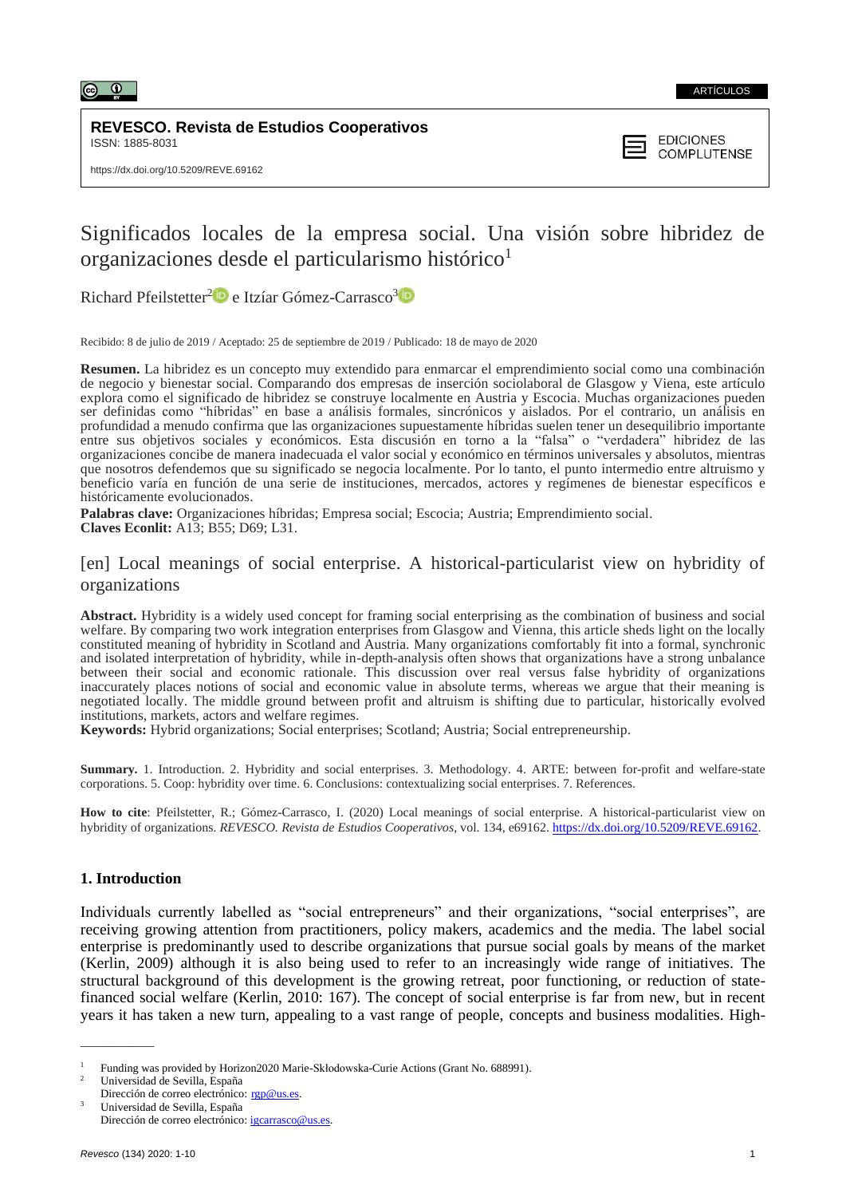ARTÍCULOS

**REVESCO. Revista de Estudios Cooperativos**
ISSN: 1885-8031

EDICIONES COMPLUTENSE

https://dx.doi.org/10.5209/REVE.69162

# Significados locales de la empresa social. Una visión sobre hibridez de organizaciones desde el particularismo histórico[1]

Richard Pfeilstetter[2] e Itzíar Gómez-Carrasco[3]

Recibido: 8 de julio de 2019 / Aceptado: 25 de septiembre de 2019 / Publicado: 18 de mayo de 2020

**Resumen.** La hibridez es un concepto muy extendido para enmarcar el emprendimiento social como una combinación de negocio y bienestar social. Comparando dos empresas de inserción sociolaboral de Glasgow y Viena, este artículo explora como el significado de hibridez se construye localmente en Austria y Escocia. Muchas organizaciones pueden ser definidas como "híbridas" en base a análisis formales, sincrónicos y aislados. Por el contrario, un análisis en profundidad a menudo confirma que las organizaciones supuestamente híbridas suelen tener un desequilibrio importante entre sus objetivos sociales y económicos. Esta discusión en torno a la "falsa" o "verdadera" hibridez de las organizaciones concibe de manera inadecuada el valor social y económico en términos universales y absolutos, mientras que nosotros defendemos que su significado se negocia localmente. Por lo tanto, el punto intermedio entre altruismo y beneficio varía en función de una serie de instituciones, mercados, actores y regímenes de bienestar específicos e históricamente evolucionados.
**Palabras clave:** Organizaciones híbridas; Empresa social; Escocia; Austria; Emprendimiento social.
**Claves Econlit:** A13; B55; D69; L31.

## [en] Local meanings of social enterprise. A historical-particularist view on hybridity of organizations

**Abstract.** Hybridity is a widely used concept for framing social enterprising as the combination of business and social welfare. By comparing two work integration enterprises from Glasgow and Vienna, this article sheds light on the locally constituted meaning of hybridity in Scotland and Austria. Many organizations comfortably fit into a formal, synchronic and isolated interpretation of hybridity, while in-depth-analysis often shows that organizations have a strong unbalance between their social and economic rationale. This discussion over real versus false hybridity of organizations inaccurately places notions of social and economic value in absolute terms, whereas we argue that their meaning is negotiated locally. The middle ground between profit and altruism is shifting due to particular, historically evolved institutions, markets, actors and welfare regimes.
**Keywords:** Hybrid organizations; Social enterprises; Scotland; Austria; Social entrepreneurship.

**Summary.** 1. Introduction. 2. Hybridity and social enterprises. 3. Methodology. 4. ARTE: between for-profit and welfare-state corporations. 5. Coop: hybridity over time. 6. Conclusions: contextualizing social enterprises. 7. References.

**How to cite**: Pfeilstetter, R.; Gómez-Carrasco, I. (2020) Local meanings of social enterprise. A historical-particularist view on hybridity of organizations. *REVESCO. Revista de Estudios Cooperativos*, vol. 134, e69162. https://dx.doi.org/10.5209/REVE.69162.

## 1. Introduction

Individuals currently labelled as "social entrepreneurs" and their organizations, "social enterprises", are receiving growing attention from practitioners, policy makers, academics and the media. The label social enterprise is predominantly used to describe organizations that pursue social goals by means of the market (Kerlin, 2009) although it is also being used to refer to an increasingly wide range of initiatives. The structural background of this development is the growing retreat, poor functioning, or reduction of state-financed social welfare (Kerlin, 2010: 167). The concept of social enterprise is far from new, but in recent years it has taken a new turn, appealing to a vast range of people, concepts and business modalities. High-

---

[1] Funding was provided by Horizon2020 Marie-Skłodowska-Curie Actions (Grant No. 688991).
[2] Universidad de Sevilla, España
Dirección de correo electrónico: rgp@us.es.
[3] Universidad de Sevilla, España
Dirección de correo electrónico: igcarrasco@us.es.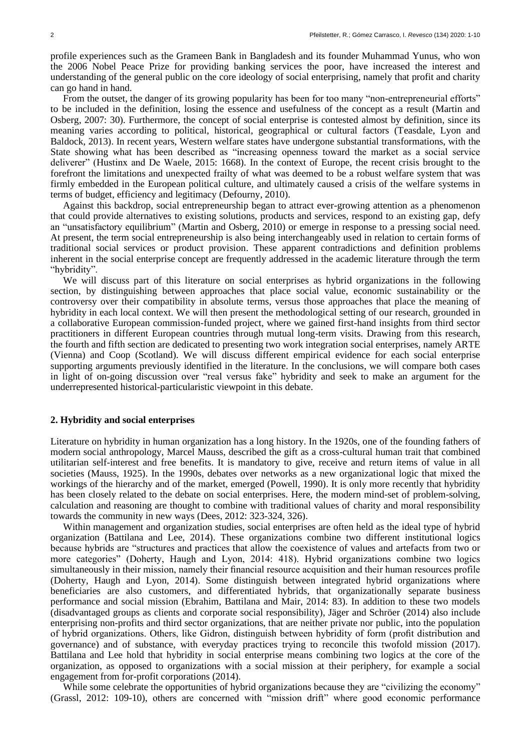profile experiences such as the Grameen Bank in Bangladesh and its founder Muhammad Yunus, who won the 2006 Nobel Peace Prize for providing banking services the poor, have increased the interest and understanding of the general public on the core ideology of social enterprising, namely that profit and charity can go hand in hand.

From the outset, the danger of its growing popularity has been for too many "non-entrepreneurial efforts" to be included in the definition, losing the essence and usefulness of the concept as a result (Martin and Osberg, 2007: 30). Furthermore, the concept of social enterprise is contested almost by definition, since its meaning varies according to political, historical, geographical or cultural factors (Teasdale, Lyon and Baldock, 2013). In recent years, Western welfare states have undergone substantial transformations, with the State showing what has been described as "increasing openness toward the market as a social service deliverer" (Hustinx and De Waele, 2015: 1668). In the context of Europe, the recent crisis brought to the forefront the limitations and unexpected frailty of what was deemed to be a robust welfare system that was firmly embedded in the European political culture, and ultimately caused a crisis of the welfare systems in terms of budget, efficiency and legitimacy (Defourny, 2010).

Against this backdrop, social entrepreneurship began to attract ever-growing attention as a phenomenon that could provide alternatives to existing solutions, products and services, respond to an existing gap, defy an "unsatisfactory equilibrium" (Martin and Osberg, 2010) or emerge in response to a pressing social need. At present, the term social entrepreneurship is also being interchangeably used in relation to certain forms of traditional social services or product provision. These apparent contradictions and definition problems inherent in the social enterprise concept are frequently addressed in the academic literature through the term "hybridity".

We will discuss part of this literature on social enterprises as hybrid organizations in the following section, by distinguishing between approaches that place social value, economic sustainability or the controversy over their compatibility in absolute terms, versus those approaches that place the meaning of hybridity in each local context. We will then present the methodological setting of our research, grounded in a collaborative European commission-funded project, where we gained first-hand insights from third sector practitioners in different European countries through mutual long-term visits. Drawing from this research, the fourth and fifth section are dedicated to presenting two work integration social enterprises, namely ARTE (Vienna) and Coop (Scotland). We will discuss different empirical evidence for each social enterprise supporting arguments previously identified in the literature. In the conclusions, we will compare both cases in light of on-going discussion over "real versus fake" hybridity and seek to make an argument for the underrepresented historical-particularistic viewpoint in this debate.

## 2. Hybridity and social enterprises

Literature on hybridity in human organization has a long history. In the 1920s, one of the founding fathers of modern social anthropology, Marcel Mauss, described the gift as a cross-cultural human trait that combined utilitarian self-interest and free benefits. It is mandatory to give, receive and return items of value in all societies (Mauss, 1925). In the 1990s, debates over networks as a new organizational logic that mixed the workings of the hierarchy and of the market, emerged (Powell, 1990). It is only more recently that hybridity has been closely related to the debate on social enterprises. Here, the modern mind-set of problem-solving, calculation and reasoning are thought to combine with traditional values of charity and moral responsibility towards the community in new ways (Dees, 2012: 323-324, 326).

Within management and organization studies, social enterprises are often held as the ideal type of hybrid organization (Battilana and Lee, 2014). These organizations combine two different institutional logics because hybrids are "structures and practices that allow the coexistence of values and artefacts from two or more categories" (Doherty, Haugh and Lyon, 2014: 418). Hybrid organizations combine two logics simultaneously in their mission, namely their financial resource acquisition and their human resources profile (Doherty, Haugh and Lyon, 2014). Some distinguish between integrated hybrid organizations where beneficiaries are also customers, and differentiated hybrids, that organizationally separate business performance and social mission (Ebrahim, Battilana and Mair, 2014: 83). In addition to these two models (disadvantaged groups as clients and corporate social responsibility), Jäger and Schröer (2014) also include enterprising non-profits and third sector organizations, that are neither private nor public, into the population of hybrid organizations. Others, like Gidron, distinguish between hybridity of form (profit distribution and governance) and of substance, with everyday practices trying to reconcile this twofold mission (2017). Battilana and Lee hold that hybridity in social enterprise means combining two logics at the core of the organization, as opposed to organizations with a social mission at their periphery, for example a social engagement from for-profit corporations (2014).

While some celebrate the opportunities of hybrid organizations because they are "civilizing the economy" (Grassl, 2012: 109-10), others are concerned with "mission drift" where good economic performance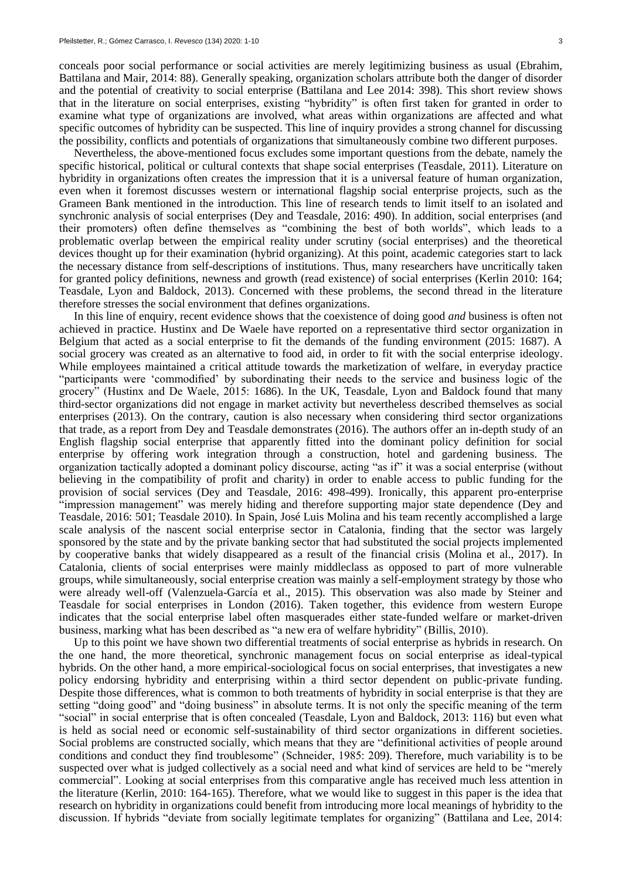conceals poor social performance or social activities are merely legitimizing business as usual (Ebrahim, Battilana and Mair, 2014: 88). Generally speaking, organization scholars attribute both the danger of disorder and the potential of creativity to social enterprise (Battilana and Lee 2014: 398). This short review shows that in the literature on social enterprises, existing "hybridity" is often first taken for granted in order to examine what type of organizations are involved, what areas within organizations are affected and what specific outcomes of hybridity can be suspected. This line of inquiry provides a strong channel for discussing the possibility, conflicts and potentials of organizations that simultaneously combine two different purposes.

Nevertheless, the above-mentioned focus excludes some important questions from the debate, namely the specific historical, political or cultural contexts that shape social enterprises (Teasdale, 2011). Literature on hybridity in organizations often creates the impression that it is a universal feature of human organization, even when it foremost discusses western or international flagship social enterprise projects, such as the Grameen Bank mentioned in the introduction. This line of research tends to limit itself to an isolated and synchronic analysis of social enterprises (Dey and Teasdale, 2016: 490). In addition, social enterprises (and their promoters) often define themselves as "combining the best of both worlds", which leads to a problematic overlap between the empirical reality under scrutiny (social enterprises) and the theoretical devices thought up for their examination (hybrid organizing). At this point, academic categories start to lack the necessary distance from self-descriptions of institutions. Thus, many researchers have uncritically taken for granted policy definitions, newness and growth (read existence) of social enterprises (Kerlin 2010: 164; Teasdale, Lyon and Baldock, 2013). Concerned with these problems, the second thread in the literature therefore stresses the social environment that defines organizations.

In this line of enquiry, recent evidence shows that the coexistence of doing good *and* business is often not achieved in practice. Hustinx and De Waele have reported on a representative third sector organization in Belgium that acted as a social enterprise to fit the demands of the funding environment (2015: 1687). A social grocery was created as an alternative to food aid, in order to fit with the social enterprise ideology. While employees maintained a critical attitude towards the marketization of welfare, in everyday practice "participants were 'commodified' by subordinating their needs to the service and business logic of the grocery" (Hustinx and De Waele, 2015: 1686). In the UK, Teasdale, Lyon and Baldock found that many third-sector organizations did not engage in market activity but nevertheless described themselves as social enterprises (2013). On the contrary, caution is also necessary when considering third sector organizations that trade, as a report from Dey and Teasdale demonstrates (2016). The authors offer an in-depth study of an English flagship social enterprise that apparently fitted into the dominant policy definition for social enterprise by offering work integration through a construction, hotel and gardening business. The organization tactically adopted a dominant policy discourse, acting "as if" it was a social enterprise (without believing in the compatibility of profit and charity) in order to enable access to public funding for the provision of social services (Dey and Teasdale, 2016: 498-499). Ironically, this apparent pro-enterprise "impression management" was merely hiding and therefore supporting major state dependence (Dey and Teasdale, 2016: 501; Teasdale 2010). In Spain, José Luis Molina and his team recently accomplished a large scale analysis of the nascent social enterprise sector in Catalonia, finding that the sector was largely sponsored by the state and by the private banking sector that had substituted the social projects implemented by cooperative banks that widely disappeared as a result of the financial crisis (Molina et al., 2017). In Catalonia, clients of social enterprises were mainly middleclass as opposed to part of more vulnerable groups, while simultaneously, social enterprise creation was mainly a self-employment strategy by those who were already well-off (Valenzuela-García et al., 2015). This observation was also made by Steiner and Teasdale for social enterprises in London (2016). Taken together, this evidence from western Europe indicates that the social enterprise label often masquerades either state-funded welfare or market-driven business, marking what has been described as "a new era of welfare hybridity" (Billis, 2010).

Up to this point we have shown two differential treatments of social enterprise as hybrids in research. On the one hand, the more theoretical, synchronic management focus on social enterprise as ideal-typical hybrids. On the other hand, a more empirical-sociological focus on social enterprises, that investigates a new policy endorsing hybridity and enterprising within a third sector dependent on public-private funding. Despite those differences, what is common to both treatments of hybridity in social enterprise is that they are setting "doing good" and "doing business" in absolute terms. It is not only the specific meaning of the term "social" in social enterprise that is often concealed (Teasdale, Lyon and Baldock, 2013: 116) but even what is held as social need or economic self-sustainability of third sector organizations in different societies. Social problems are constructed socially, which means that they are "definitional activities of people around conditions and conduct they find troublesome" (Schneider, 1985: 209). Therefore, much variability is to be suspected over what is judged collectively as a social need and what kind of services are held to be "merely commercial". Looking at social enterprises from this comparative angle has received much less attention in the literature (Kerlin, 2010: 164-165). Therefore, what we would like to suggest in this paper is the idea that research on hybridity in organizations could benefit from introducing more local meanings of hybridity to the discussion. If hybrids "deviate from socially legitimate templates for organizing" (Battilana and Lee, 2014: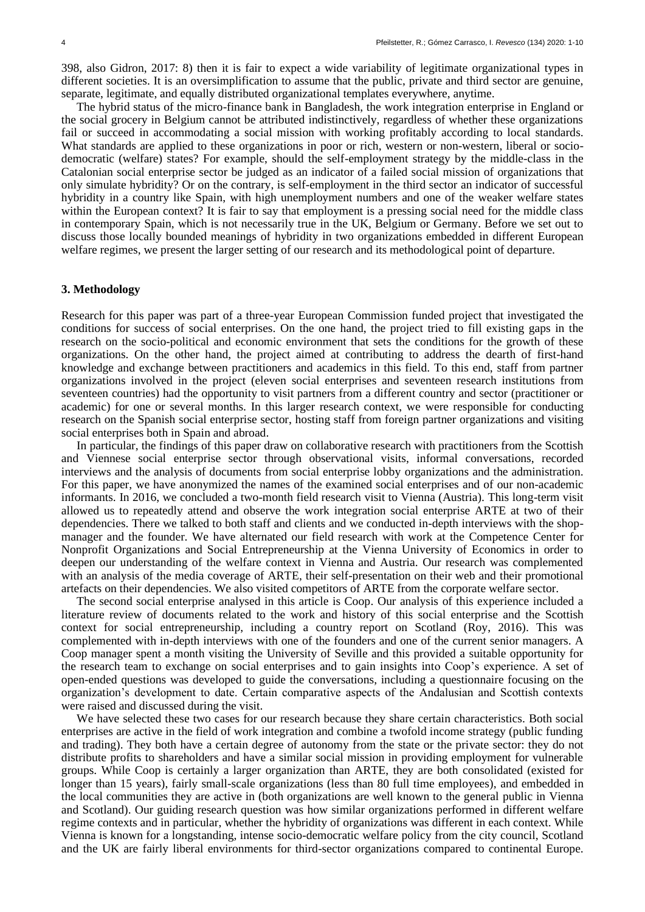398, also Gidron, 2017: 8) then it is fair to expect a wide variability of legitimate organizational types in different societies. It is an oversimplification to assume that the public, private and third sector are genuine, separate, legitimate, and equally distributed organizational templates everywhere, anytime.

The hybrid status of the micro-finance bank in Bangladesh, the work integration enterprise in England or the social grocery in Belgium cannot be attributed indistinctively, regardless of whether these organizations fail or succeed in accommodating a social mission with working profitably according to local standards. What standards are applied to these organizations in poor or rich, western or non-western, liberal or socio-democratic (welfare) states? For example, should the self-employment strategy by the middle-class in the Catalonian social enterprise sector be judged as an indicator of a failed social mission of organizations that only simulate hybridity? Or on the contrary, is self-employment in the third sector an indicator of successful hybridity in a country like Spain, with high unemployment numbers and one of the weaker welfare states within the European context? It is fair to say that employment is a pressing social need for the middle class in contemporary Spain, which is not necessarily true in the UK, Belgium or Germany. Before we set out to discuss those locally bounded meanings of hybridity in two organizations embedded in different European welfare regimes, we present the larger setting of our research and its methodological point of departure.

## 3. Methodology

Research for this paper was part of a three-year European Commission funded project that investigated the conditions for success of social enterprises. On the one hand, the project tried to fill existing gaps in the research on the socio-political and economic environment that sets the conditions for the growth of these organizations. On the other hand, the project aimed at contributing to address the dearth of first-hand knowledge and exchange between practitioners and academics in this field. To this end, staff from partner organizations involved in the project (eleven social enterprises and seventeen research institutions from seventeen countries) had the opportunity to visit partners from a different country and sector (practitioner or academic) for one or several months. In this larger research context, we were responsible for conducting research on the Spanish social enterprise sector, hosting staff from foreign partner organizations and visiting social enterprises both in Spain and abroad.

In particular, the findings of this paper draw on collaborative research with practitioners from the Scottish and Viennese social enterprise sector through observational visits, informal conversations, recorded interviews and the analysis of documents from social enterprise lobby organizations and the administration. For this paper, we have anonymized the names of the examined social enterprises and of our non-academic informants. In 2016, we concluded a two-month field research visit to Vienna (Austria). This long-term visit allowed us to repeatedly attend and observe the work integration social enterprise ARTE at two of their dependencies. There we talked to both staff and clients and we conducted in-depth interviews with the shop-manager and the founder. We have alternated our field research with work at the Competence Center for Nonprofit Organizations and Social Entrepreneurship at the Vienna University of Economics in order to deepen our understanding of the welfare context in Vienna and Austria. Our research was complemented with an analysis of the media coverage of ARTE, their self-presentation on their web and their promotional artefacts on their dependencies. We also visited competitors of ARTE from the corporate welfare sector.

The second social enterprise analysed in this article is Coop. Our analysis of this experience included a literature review of documents related to the work and history of this social enterprise and the Scottish context for social entrepreneurship, including a country report on Scotland (Roy, 2016). This was complemented with in-depth interviews with one of the founders and one of the current senior managers. A Coop manager spent a month visiting the University of Seville and this provided a suitable opportunity for the research team to exchange on social enterprises and to gain insights into Coop's experience. A set of open-ended questions was developed to guide the conversations, including a questionnaire focusing on the organization's development to date. Certain comparative aspects of the Andalusian and Scottish contexts were raised and discussed during the visit.

We have selected these two cases for our research because they share certain characteristics. Both social enterprises are active in the field of work integration and combine a twofold income strategy (public funding and trading). They both have a certain degree of autonomy from the state or the private sector: they do not distribute profits to shareholders and have a similar social mission in providing employment for vulnerable groups. While Coop is certainly a larger organization than ARTE, they are both consolidated (existed for longer than 15 years), fairly small-scale organizations (less than 80 full time employees), and embedded in the local communities they are active in (both organizations are well known to the general public in Vienna and Scotland). Our guiding research question was how similar organizations performed in different welfare regime contexts and in particular, whether the hybridity of organizations was different in each context. While Vienna is known for a longstanding, intense socio-democratic welfare policy from the city council, Scotland and the UK are fairly liberal environments for third-sector organizations compared to continental Europe.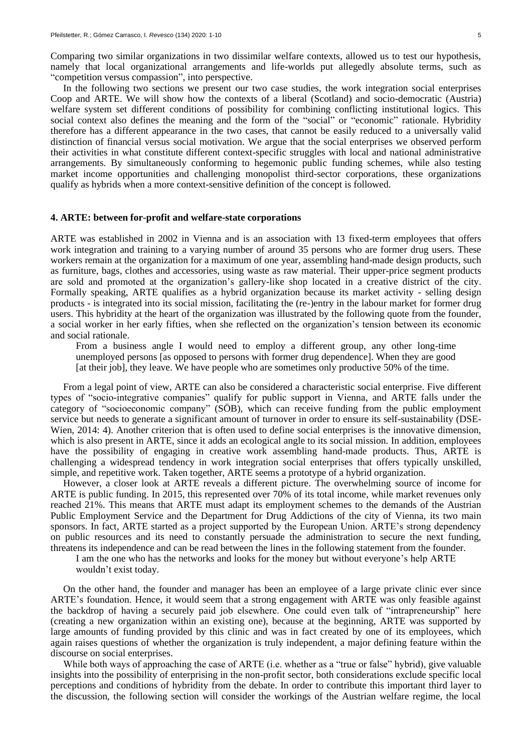Comparing two similar organizations in two dissimilar welfare contexts, allowed us to test our hypothesis, namely that local organizational arrangements and life-worlds put allegedly absolute terms, such as "competition versus compassion", into perspective.

In the following two sections we present our two case studies, the work integration social enterprises Coop and ARTE. We will show how the contexts of a liberal (Scotland) and socio-democratic (Austria) welfare system set different conditions of possibility for combining conflicting institutional logics. This social context also defines the meaning and the form of the "social" or "economic" rationale. Hybridity therefore has a different appearance in the two cases, that cannot be easily reduced to a universally valid distinction of financial versus social motivation. We argue that the social enterprises we observed perform their activities in what constitute different context-specific struggles with local and national administrative arrangements. By simultaneously conforming to hegemonic public funding schemes, while also testing market income opportunities and challenging monopolist third-sector corporations, these organizations qualify as hybrids when a more context-sensitive definition of the concept is followed.

## 4. ARTE: between for-profit and welfare-state corporations

ARTE was established in 2002 in Vienna and is an association with 13 fixed-term employees that offers work integration and training to a varying number of around 35 persons who are former drug users. These workers remain at the organization for a maximum of one year, assembling hand-made design products, such as furniture, bags, clothes and accessories, using waste as raw material. Their upper-price segment products are sold and promoted at the organization's gallery-like shop located in a creative district of the city. Formally speaking, ARTE qualifies as a hybrid organization because its market activity - selling design products - is integrated into its social mission, facilitating the (re-)entry in the labour market for former drug users. This hybridity at the heart of the organization was illustrated by the following quote from the founder, a social worker in her early fifties, when she reflected on the organization's tension between its economic and social rationale.

> From a business angle I would need to employ a different group, any other long-time unemployed persons [as opposed to persons with former drug dependence]. When they are good [at their job], they leave. We have people who are sometimes only productive 50% of the time.

From a legal point of view, ARTE can also be considered a characteristic social enterprise. Five different types of "socio-integrative companies" qualify for public support in Vienna, and ARTE falls under the category of "socioeconomic company" (SÖB), which can receive funding from the public employment service but needs to generate a significant amount of turnover in order to ensure its self-sustainability (DSE-Wien, 2014: 4). Another criterion that is often used to define social enterprises is the innovative dimension, which is also present in ARTE, since it adds an ecological angle to its social mission. In addition, employees have the possibility of engaging in creative work assembling hand-made products. Thus, ARTE is challenging a widespread tendency in work integration social enterprises that offers typically unskilled, simple, and repetitive work. Taken together, ARTE seems a prototype of a hybrid organization.

However, a closer look at ARTE reveals a different picture. The overwhelming source of income for ARTE is public funding. In 2015, this represented over 70% of its total income, while market revenues only reached 21%. This means that ARTE must adapt its employment schemes to the demands of the Austrian Public Employment Service and the Department for Drug Addictions of the city of Vienna, its two main sponsors. In fact, ARTE started as a project supported by the European Union. ARTE's strong dependency on public resources and its need to constantly persuade the administration to secure the next funding, threatens its independence and can be read between the lines in the following statement from the founder.

> I am the one who has the networks and looks for the money but without everyone's help ARTE wouldn't exist today.

On the other hand, the founder and manager has been an employee of a large private clinic ever since ARTE's foundation. Hence, it would seem that a strong engagement with ARTE was only feasible against the backdrop of having a securely paid job elsewhere. One could even talk of "intrapreneurship" here (creating a new organization within an existing one), because at the beginning, ARTE was supported by large amounts of funding provided by this clinic and was in fact created by one of its employees, which again raises questions of whether the organization is truly independent, a major defining feature within the discourse on social enterprises.

While both ways of approaching the case of ARTE (i.e. whether as a "true or false" hybrid), give valuable insights into the possibility of enterprising in the non-profit sector, both considerations exclude specific local perceptions and conditions of hybridity from the debate. In order to contribute this important third layer to the discussion, the following section will consider the workings of the Austrian welfare regime, the local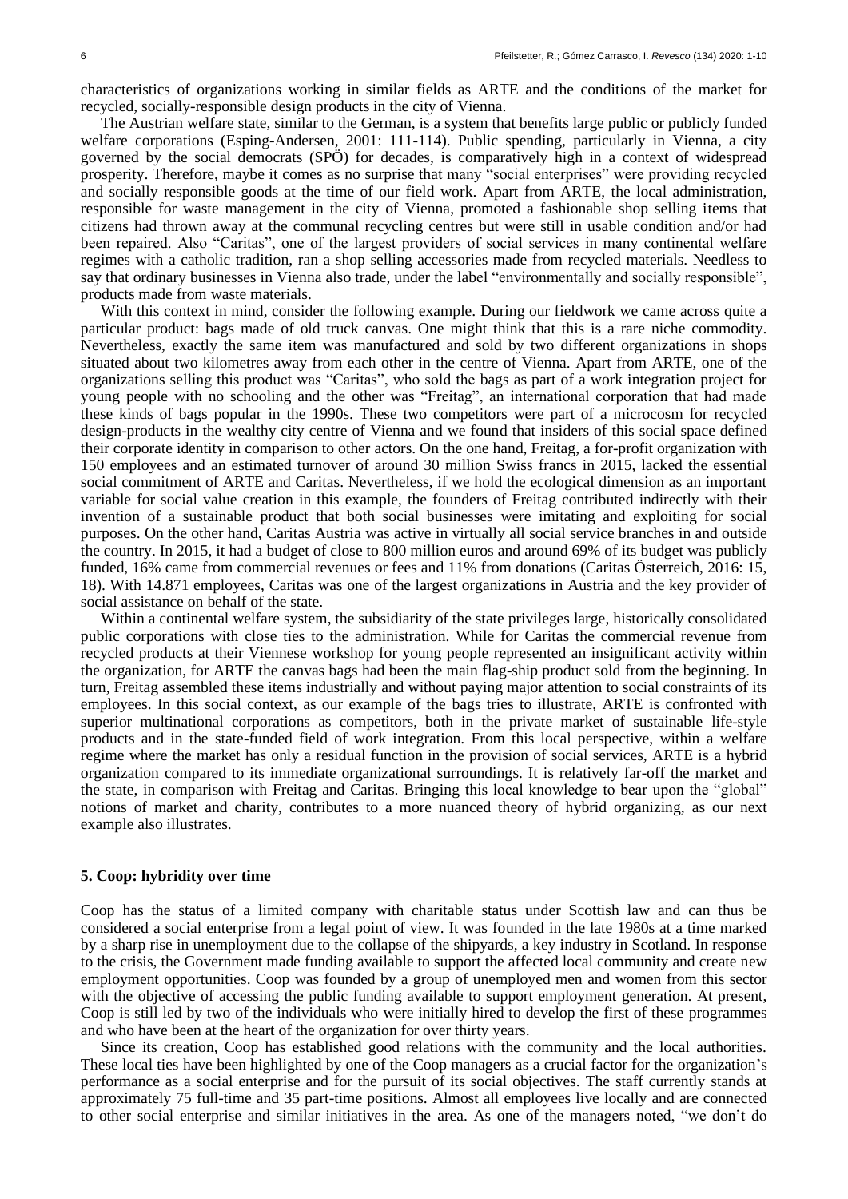characteristics of organizations working in similar fields as ARTE and the conditions of the market for recycled, socially-responsible design products in the city of Vienna.

The Austrian welfare state, similar to the German, is a system that benefits large public or publicly funded welfare corporations (Esping-Andersen, 2001: 111-114). Public spending, particularly in Vienna, a city governed by the social democrats (SPÖ) for decades, is comparatively high in a context of widespread prosperity. Therefore, maybe it comes as no surprise that many "social enterprises" were providing recycled and socially responsible goods at the time of our field work. Apart from ARTE, the local administration, responsible for waste management in the city of Vienna, promoted a fashionable shop selling items that citizens had thrown away at the communal recycling centres but were still in usable condition and/or had been repaired. Also "Caritas", one of the largest providers of social services in many continental welfare regimes with a catholic tradition, ran a shop selling accessories made from recycled materials. Needless to say that ordinary businesses in Vienna also trade, under the label "environmentally and socially responsible", products made from waste materials.

With this context in mind, consider the following example. During our fieldwork we came across quite a particular product: bags made of old truck canvas. One might think that this is a rare niche commodity. Nevertheless, exactly the same item was manufactured and sold by two different organizations in shops situated about two kilometres away from each other in the centre of Vienna. Apart from ARTE, one of the organizations selling this product was "Caritas", who sold the bags as part of a work integration project for young people with no schooling and the other was "Freitag", an international corporation that had made these kinds of bags popular in the 1990s. These two competitors were part of a microcosm for recycled design-products in the wealthy city centre of Vienna and we found that insiders of this social space defined their corporate identity in comparison to other actors. On the one hand, Freitag, a for-profit organization with 150 employees and an estimated turnover of around 30 million Swiss francs in 2015, lacked the essential social commitment of ARTE and Caritas. Nevertheless, if we hold the ecological dimension as an important variable for social value creation in this example, the founders of Freitag contributed indirectly with their invention of a sustainable product that both social businesses were imitating and exploiting for social purposes. On the other hand, Caritas Austria was active in virtually all social service branches in and outside the country. In 2015, it had a budget of close to 800 million euros and around 69% of its budget was publicly funded, 16% came from commercial revenues or fees and 11% from donations (Caritas Österreich, 2016: 15, 18). With 14.871 employees, Caritas was one of the largest organizations in Austria and the key provider of social assistance on behalf of the state.

Within a continental welfare system, the subsidiarity of the state privileges large, historically consolidated public corporations with close ties to the administration. While for Caritas the commercial revenue from recycled products at their Viennese workshop for young people represented an insignificant activity within the organization, for ARTE the canvas bags had been the main flag-ship product sold from the beginning. In turn, Freitag assembled these items industrially and without paying major attention to social constraints of its employees. In this social context, as our example of the bags tries to illustrate, ARTE is confronted with superior multinational corporations as competitors, both in the private market of sustainable life-style products and in the state-funded field of work integration. From this local perspective, within a welfare regime where the market has only a residual function in the provision of social services, ARTE is a hybrid organization compared to its immediate organizational surroundings. It is relatively far-off the market and the state, in comparison with Freitag and Caritas. Bringing this local knowledge to bear upon the "global" notions of market and charity, contributes to a more nuanced theory of hybrid organizing, as our next example also illustrates.

## 5. Coop: hybridity over time

Coop has the status of a limited company with charitable status under Scottish law and can thus be considered a social enterprise from a legal point of view. It was founded in the late 1980s at a time marked by a sharp rise in unemployment due to the collapse of the shipyards, a key industry in Scotland. In response to the crisis, the Government made funding available to support the affected local community and create new employment opportunities. Coop was founded by a group of unemployed men and women from this sector with the objective of accessing the public funding available to support employment generation. At present, Coop is still led by two of the individuals who were initially hired to develop the first of these programmes and who have been at the heart of the organization for over thirty years.

Since its creation, Coop has established good relations with the community and the local authorities. These local ties have been highlighted by one of the Coop managers as a crucial factor for the organization's performance as a social enterprise and for the pursuit of its social objectives. The staff currently stands at approximately 75 full-time and 35 part-time positions. Almost all employees live locally and are connected to other social enterprise and similar initiatives in the area. As one of the managers noted, "we don't do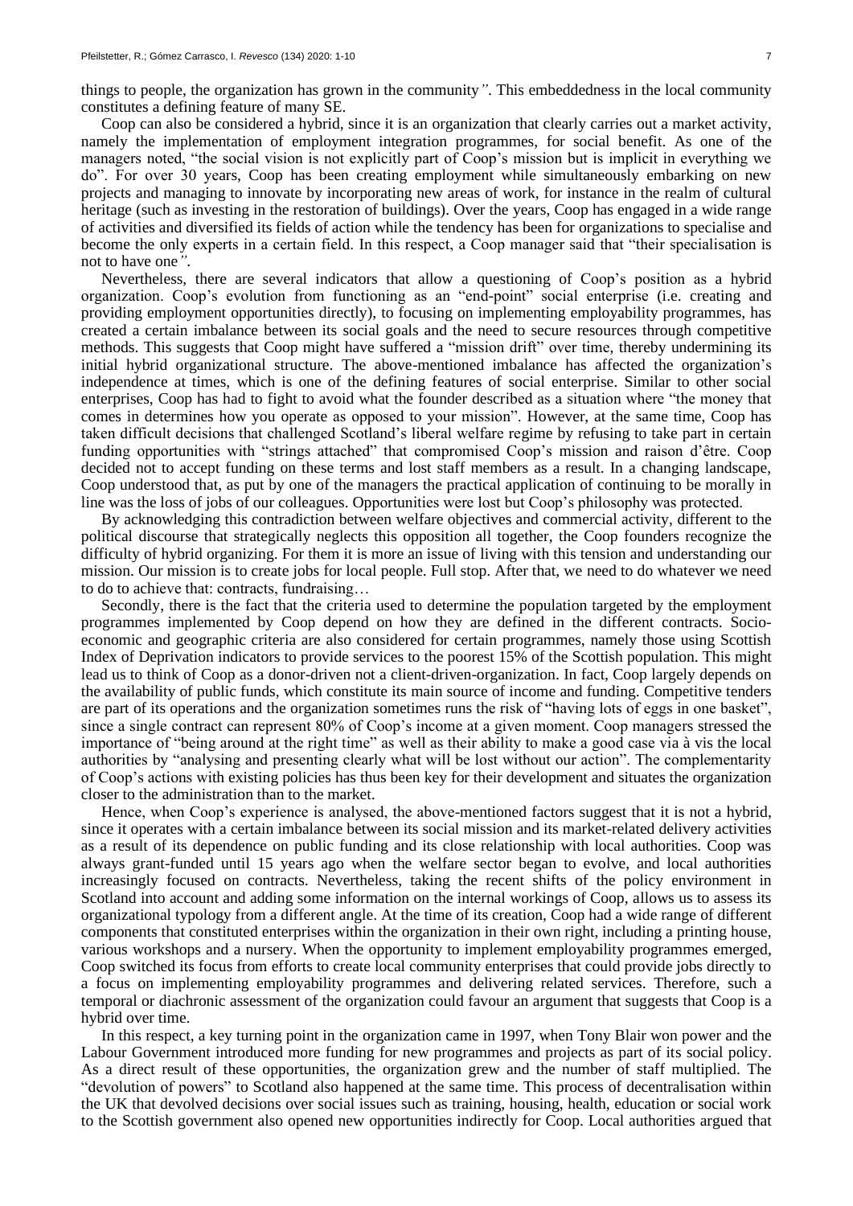things to people, the organization has grown in the community*"*. This embeddedness in the local community constitutes a defining feature of many SE.

Coop can also be considered a hybrid, since it is an organization that clearly carries out a market activity, namely the implementation of employment integration programmes, for social benefit. As one of the managers noted, "the social vision is not explicitly part of Coop's mission but is implicit in everything we do". For over 30 years, Coop has been creating employment while simultaneously embarking on new projects and managing to innovate by incorporating new areas of work, for instance in the realm of cultural heritage (such as investing in the restoration of buildings). Over the years, Coop has engaged in a wide range of activities and diversified its fields of action while the tendency has been for organizations to specialise and become the only experts in a certain field. In this respect, a Coop manager said that "their specialisation is not to have one*"*.

Nevertheless, there are several indicators that allow a questioning of Coop's position as a hybrid organization. Coop's evolution from functioning as an "end-point" social enterprise (i.e. creating and providing employment opportunities directly), to focusing on implementing employability programmes, has created a certain imbalance between its social goals and the need to secure resources through competitive methods. This suggests that Coop might have suffered a "mission drift" over time, thereby undermining its initial hybrid organizational structure. The above-mentioned imbalance has affected the organization's independence at times, which is one of the defining features of social enterprise. Similar to other social enterprises, Coop has had to fight to avoid what the founder described as a situation where "the money that comes in determines how you operate as opposed to your mission". However, at the same time, Coop has taken difficult decisions that challenged Scotland's liberal welfare regime by refusing to take part in certain funding opportunities with "strings attached" that compromised Coop's mission and raison d'être. Coop decided not to accept funding on these terms and lost staff members as a result. In a changing landscape, Coop understood that, as put by one of the managers the practical application of continuing to be morally in line was the loss of jobs of our colleagues. Opportunities were lost but Coop's philosophy was protected.

By acknowledging this contradiction between welfare objectives and commercial activity, different to the political discourse that strategically neglects this opposition all together, the Coop founders recognize the difficulty of hybrid organizing. For them it is more an issue of living with this tension and understanding our mission. Our mission is to create jobs for local people. Full stop. After that, we need to do whatever we need to do to achieve that: contracts, fundraising…

Secondly, there is the fact that the criteria used to determine the population targeted by the employment programmes implemented by Coop depend on how they are defined in the different contracts. Socio-economic and geographic criteria are also considered for certain programmes, namely those using Scottish Index of Deprivation indicators to provide services to the poorest 15% of the Scottish population. This might lead us to think of Coop as a donor-driven not a client-driven-organization. In fact, Coop largely depends on the availability of public funds, which constitute its main source of income and funding. Competitive tenders are part of its operations and the organization sometimes runs the risk of "having lots of eggs in one basket", since a single contract can represent 80% of Coop's income at a given moment. Coop managers stressed the importance of "being around at the right time" as well as their ability to make a good case vis à vis the local authorities by "analysing and presenting clearly what will be lost without our action". The complementarity of Coop's actions with existing policies has thus been key for their development and situates the organization closer to the administration than to the market.

Hence, when Coop's experience is analysed, the above-mentioned factors suggest that it is not a hybrid, since it operates with a certain imbalance between its social mission and its market-related delivery activities as a result of its dependence on public funding and its close relationship with local authorities. Coop was always grant-funded until 15 years ago when the welfare sector began to evolve, and local authorities increasingly focused on contracts. Nevertheless, taking the recent shifts of the policy environment in Scotland into account and adding some information on the internal workings of Coop, allows us to assess its organizational typology from a different angle. At the time of its creation, Coop had a wide range of different components that constituted enterprises within the organization in their own right, including a printing house, various workshops and a nursery. When the opportunity to implement employability programmes emerged, Coop switched its focus from efforts to create local community enterprises that could provide jobs directly to a focus on implementing employability programmes and delivering related services. Therefore, such a temporal or diachronic assessment of the organization could favour an argument that suggests that Coop is a hybrid over time.

In this respect, a key turning point in the organization came in 1997, when Tony Blair won power and the Labour Government introduced more funding for new programmes and projects as part of its social policy. As a direct result of these opportunities, the organization grew and the number of staff multiplied. The "devolution of powers" to Scotland also happened at the same time. This process of decentralisation within the UK that devolved decisions over social issues such as training, housing, health, education or social work to the Scottish government also opened new opportunities indirectly for Coop. Local authorities argued that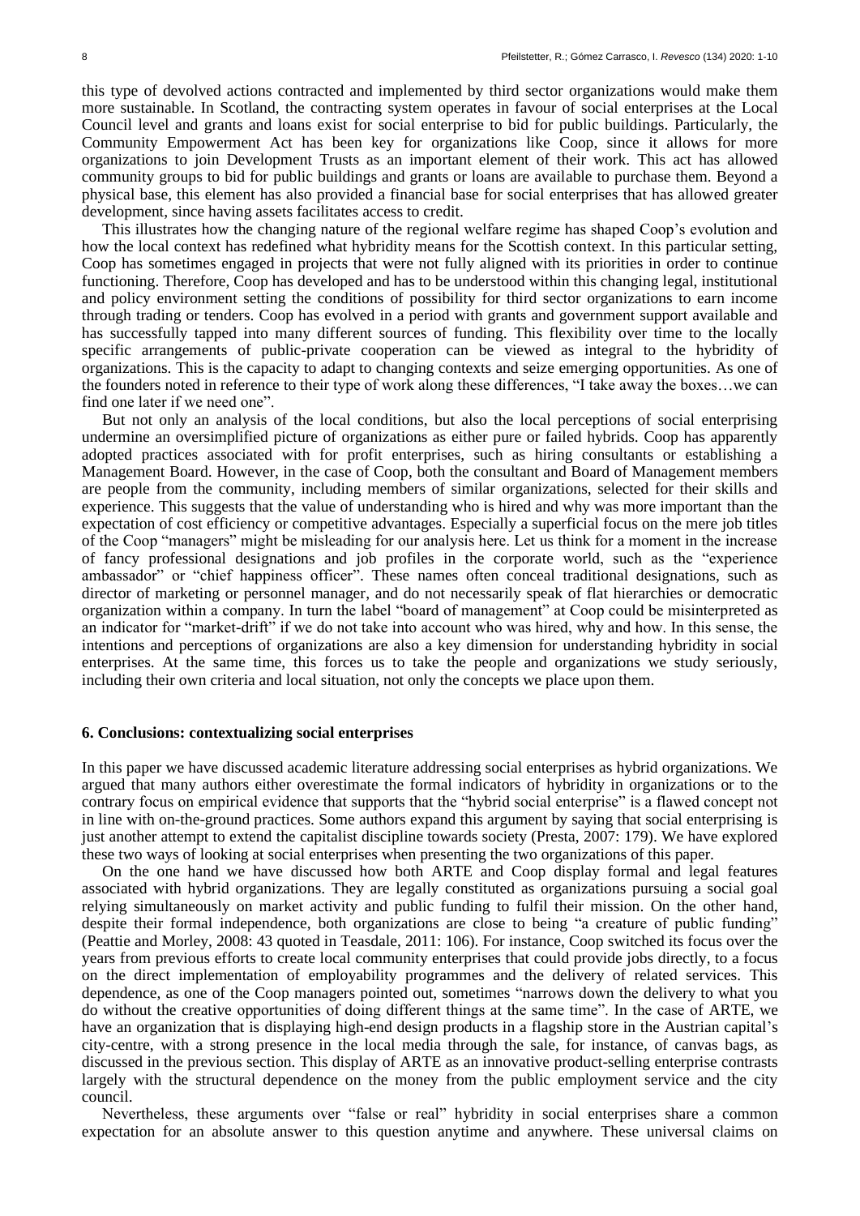this type of devolved actions contracted and implemented by third sector organizations would make them more sustainable. In Scotland, the contracting system operates in favour of social enterprises at the Local Council level and grants and loans exist for social enterprise to bid for public buildings. Particularly, the Community Empowerment Act has been key for organizations like Coop, since it allows for more organizations to join Development Trusts as an important element of their work. This act has allowed community groups to bid for public buildings and grants or loans are available to purchase them. Beyond a physical base, this element has also provided a financial base for social enterprises that has allowed greater development, since having assets facilitates access to credit.

This illustrates how the changing nature of the regional welfare regime has shaped Coop's evolution and how the local context has redefined what hybridity means for the Scottish context. In this particular setting, Coop has sometimes engaged in projects that were not fully aligned with its priorities in order to continue functioning. Therefore, Coop has developed and has to be understood within this changing legal, institutional and policy environment setting the conditions of possibility for third sector organizations to earn income through trading or tenders. Coop has evolved in a period with grants and government support available and has successfully tapped into many different sources of funding. This flexibility over time to the locally specific arrangements of public-private cooperation can be viewed as integral to the hybridity of organizations. This is the capacity to adapt to changing contexts and seize emerging opportunities. As one of the founders noted in reference to their type of work along these differences, "I take away the boxes…we can find one later if we need one".

But not only an analysis of the local conditions, but also the local perceptions of social enterprising undermine an oversimplified picture of organizations as either pure or failed hybrids. Coop has apparently adopted practices associated with for profit enterprises, such as hiring consultants or establishing a Management Board. However, in the case of Coop, both the consultant and Board of Management members are people from the community, including members of similar organizations, selected for their skills and experience. This suggests that the value of understanding who is hired and why was more important than the expectation of cost efficiency or competitive advantages. Especially a superficial focus on the mere job titles of the Coop "managers" might be misleading for our analysis here. Let us think for a moment in the increase of fancy professional designations and job profiles in the corporate world, such as the "experience ambassador" or "chief happiness officer". These names often conceal traditional designations, such as director of marketing or personnel manager, and do not necessarily speak of flat hierarchies or democratic organization within a company. In turn the label "board of management" at Coop could be misinterpreted as an indicator for "market-drift" if we do not take into account who was hired, why and how. In this sense, the intentions and perceptions of organizations are also a key dimension for understanding hybridity in social enterprises. At the same time, this forces us to take the people and organizations we study seriously, including their own criteria and local situation, not only the concepts we place upon them.

## 6. Conclusions: contextualizing social enterprises

In this paper we have discussed academic literature addressing social enterprises as hybrid organizations. We argued that many authors either overestimate the formal indicators of hybridity in organizations or to the contrary focus on empirical evidence that supports that the "hybrid social enterprise" is a flawed concept not in line with on-the-ground practices. Some authors expand this argument by saying that social enterprising is just another attempt to extend the capitalist discipline towards society (Presta, 2007: 179). We have explored these two ways of looking at social enterprises when presenting the two organizations of this paper.

On the one hand we have discussed how both ARTE and Coop display formal and legal features associated with hybrid organizations. They are legally constituted as organizations pursuing a social goal relying simultaneously on market activity and public funding to fulfil their mission. On the other hand, despite their formal independence, both organizations are close to being "a creature of public funding" (Peattie and Morley, 2008: 43 quoted in Teasdale, 2011: 106). For instance, Coop switched its focus over the years from previous efforts to create local community enterprises that could provide jobs directly, to a focus on the direct implementation of employability programmes and the delivery of related services. This dependence, as one of the Coop managers pointed out, sometimes "narrows down the delivery to what you do without the creative opportunities of doing different things at the same time". In the case of ARTE, we have an organization that is displaying high-end design products in a flagship store in the Austrian capital's city-centre, with a strong presence in the local media through the sale, for instance, of canvas bags, as discussed in the previous section. This display of ARTE as an innovative product-selling enterprise contrasts largely with the structural dependence on the money from the public employment service and the city council.

Nevertheless, these arguments over "false or real" hybridity in social enterprises share a common expectation for an absolute answer to this question anytime and anywhere. These universal claims on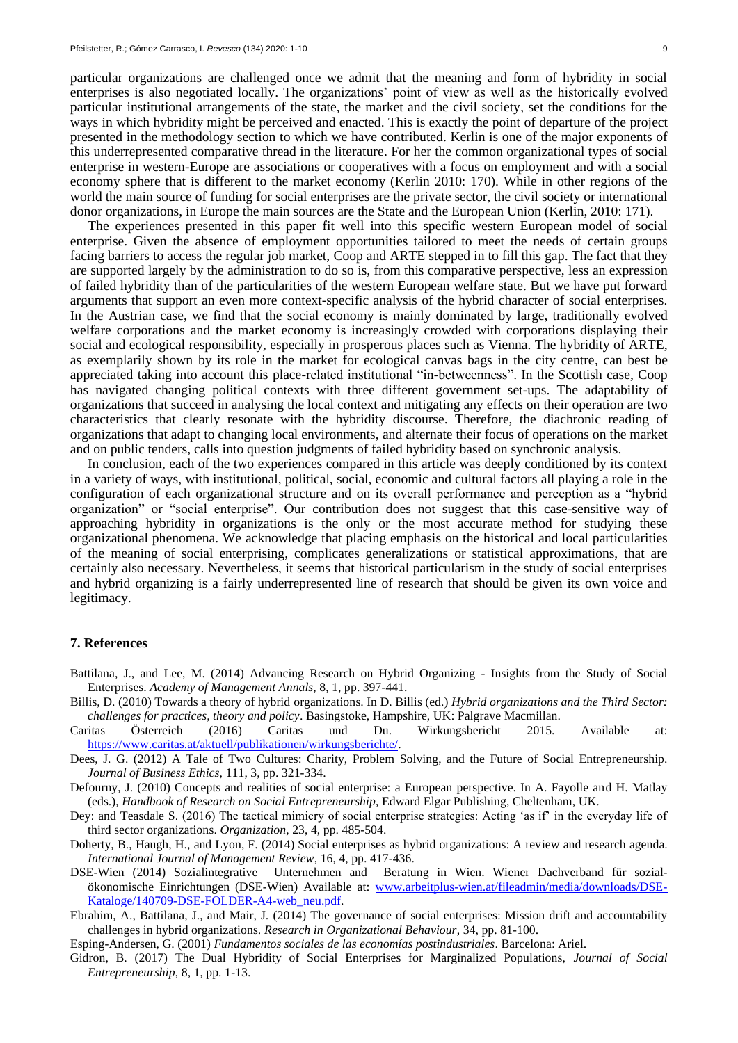particular organizations are challenged once we admit that the meaning and form of hybridity in social enterprises is also negotiated locally. The organizations' point of view as well as the historically evolved particular institutional arrangements of the state, the market and the civil society, set the conditions for the ways in which hybridity might be perceived and enacted. This is exactly the point of departure of the project presented in the methodology section to which we have contributed. Kerlin is one of the major exponents of this underrepresented comparative thread in the literature. For her the common organizational types of social enterprise in western-Europe are associations or cooperatives with a focus on employment and with a social economy sphere that is different to the market economy (Kerlin 2010: 170). While in other regions of the world the main source of funding for social enterprises are the private sector, the civil society or international donor organizations, in Europe the main sources are the State and the European Union (Kerlin, 2010: 171).

The experiences presented in this paper fit well into this specific western European model of social enterprise. Given the absence of employment opportunities tailored to meet the needs of certain groups facing barriers to access the regular job market, Coop and ARTE stepped in to fill this gap. The fact that they are supported largely by the administration to do so is, from this comparative perspective, less an expression of failed hybridity than of the particularities of the western European welfare state. But we have put forward arguments that support an even more context-specific analysis of the hybrid character of social enterprises. In the Austrian case, we find that the social economy is mainly dominated by large, traditionally evolved welfare corporations and the market economy is increasingly crowded with corporations displaying their social and ecological responsibility, especially in prosperous places such as Vienna. The hybridity of ARTE, as exemplarily shown by its role in the market for ecological canvas bags in the city centre, can best be appreciated taking into account this place-related institutional "in-betweenness". In the Scottish case, Coop has navigated changing political contexts with three different government set-ups. The adaptability of organizations that succeed in analysing the local context and mitigating any effects on their operation are two characteristics that clearly resonate with the hybridity discourse. Therefore, the diachronic reading of organizations that adapt to changing local environments, and alternate their focus of operations on the market and on public tenders, calls into question judgments of failed hybridity based on synchronic analysis.

In conclusion, each of the two experiences compared in this article was deeply conditioned by its context in a variety of ways, with institutional, political, social, economic and cultural factors all playing a role in the configuration of each organizational structure and on its overall performance and perception as a "hybrid organization" or "social enterprise". Our contribution does not suggest that this case-sensitive way of approaching hybridity in organizations is the only or the most accurate method for studying these organizational phenomena. We acknowledge that placing emphasis on the historical and local particularities of the meaning of social enterprising, complicates generalizations or statistical approximations, that are certainly also necessary. Nevertheless, it seems that historical particularism in the study of social enterprises and hybrid organizing is a fairly underrepresented line of research that should be given its own voice and legitimacy.

## 7. References

Battilana, J., and Lee, M. (2014) Advancing Research on Hybrid Organizing - Insights from the Study of Social Enterprises. *Academy of Management Annals*, 8, 1, pp. 397-441.

Billis, D. (2010) Towards a theory of hybrid organizations. In D. Billis (ed.) *Hybrid organizations and the Third Sector: challenges for practices, theory and policy*. Basingstoke, Hampshire, UK: Palgrave Macmillan.

Caritas Österreich (2016) Caritas und Du. Wirkungsbericht 2015. Available at: https://www.caritas.at/aktuell/publikationen/wirkungsberichte/.

Dees, J. G. (2012) A Tale of Two Cultures: Charity, Problem Solving, and the Future of Social Entrepreneurship. *Journal of Business Ethics*, 111, 3, pp. 321-334.

Defourny, J. (2010) Concepts and realities of social enterprise: a European perspective. In A. Fayolle and H. Matlay (eds.), *Handbook of Research on Social Entrepreneurship*, Edward Elgar Publishing, Cheltenham, UK.

Dey: and Teasdale S. (2016) The tactical mimicry of social enterprise strategies: Acting 'as if' in the everyday life of third sector organizations. *Organization*, 23, 4, pp. 485-504.

Doherty, B., Haugh, H., and Lyon, F. (2014) Social enterprises as hybrid organizations: A review and research agenda. *International Journal of Management Review*, 16, 4, pp. 417-436.

DSE-Wien (2014) Sozialintegrative Unternehmen and Beratung in Wien. Wiener Dachverband für sozialökonomische Einrichtungen (DSE-Wien) Available at: www.arbeitplus-wien.at/fileadmin/media/downloads/DSE-Kataloge/140709-DSE-FOLDER-A4-web_neu.pdf.

Ebrahim, A., Battilana, J., and Mair, J. (2014) The governance of social enterprises: Mission drift and accountability challenges in hybrid organizations. *Research in Organizational Behaviour*, 34, pp. 81-100.

Esping-Andersen, G. (2001) *Fundamentos sociales de las economías postindustriales*. Barcelona: Ariel.

Gidron, B. (2017) The Dual Hybridity of Social Enterprises for Marginalized Populations, *Journal of Social Entrepreneurship*, 8, 1, pp. 1-13.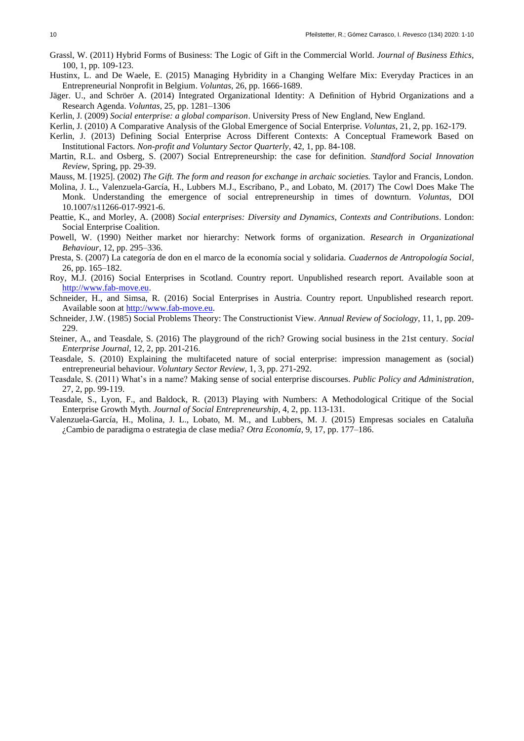Grassl, W. (2011) Hybrid Forms of Business: The Logic of Gift in the Commercial World. *Journal of Business Ethics*, 100, 1, pp. 109-123.

Hustinx, L. and De Waele, E. (2015) Managing Hybridity in a Changing Welfare Mix: Everyday Practices in an Entrepreneurial Nonprofit in Belgium. *Voluntas*, 26, pp. 1666-1689.

Jäger. U., and Schröer A. (2014) Integrated Organizational Identity: A Definition of Hybrid Organizations and a Research Agenda. *Voluntas*, 25, pp. 1281–1306

Kerlin, J. (2009) *Social enterprise: a global comparison*. University Press of New England, New England.

Kerlin, J. (2010) A Comparative Analysis of the Global Emergence of Social Enterprise. *Voluntas*, 21, 2, pp. 162-179.

Kerlin, J. (2013) Defining Social Enterprise Across Different Contexts: A Conceptual Framework Based on Institutional Factors. *Non-profit and Voluntary Sector Quarterly*, 42, 1, pp. 84-108.

Martin, R.L. and Osberg, S. (2007) Social Entrepreneurship: the case for definition. *Standford Social Innovation Review*, Spring, pp. 29-39.

Mauss, M. [1925]. (2002) *The Gift. The form and reason for exchange in archaic societies.* Taylor and Francis, London.

Molina, J. L., Valenzuela-García, H., Lubbers M.J., Escribano, P., and Lobato, M. (2017) The Cowl Does Make The Monk. Understanding the emergence of social entrepreneurship in times of downturn. *Voluntas*, DOI 10.1007/s11266-017-9921-6.

Peattie, K., and Morley, A. (2008) *Social enterprises: Diversity and Dynamics, Contexts and Contributions*. London: Social Enterprise Coalition.

Powell, W. (1990) Neither market nor hierarchy: Network forms of organization. *Research in Organizational Behaviour*, 12, pp. 295–336.

Presta, S. (2007) La categoría de don en el marco de la economía social y solidaria. *Cuadernos de Antropología Social*, 26, pp. 165–182.

Roy, M.J. (2016) Social Enterprises in Scotland. Country report. Unpublished research report. Available soon at http://www.fab-move.eu.

Schneider, H., and Simsa, R. (2016) Social Enterprises in Austria. Country report. Unpublished research report. Available soon at http://www.fab-move.eu.

Schneider, J.W. (1985) Social Problems Theory: The Constructionist View. *Annual Review of Sociology*, 11, 1, pp. 209-229.

Steiner, A., and Teasdale, S. (2016) The playground of the rich? Growing social business in the 21st century. *Social Enterprise Journal*, 12, 2, pp. 201-216.

Teasdale, S. (2010) Explaining the multifaceted nature of social enterprise: impression management as (social) entrepreneurial behaviour. *Voluntary Sector Review*, 1, 3, pp. 271-292.

Teasdale, S. (2011) What's in a name? Making sense of social enterprise discourses. *Public Policy and Administration*, 27, 2, pp. 99-119.

Teasdale, S., Lyon, F., and Baldock, R. (2013) Playing with Numbers: A Methodological Critique of the Social Enterprise Growth Myth. *Journal of Social Entrepreneurship*, 4, 2, pp. 113-131.

Valenzuela-García, H., Molina, J. L., Lobato, M. M., and Lubbers, M. J. (2015) Empresas sociales en Cataluña ¿Cambio de paradigma o estrategia de clase media? *Otra Economía*, 9, 17, pp. 177–186.